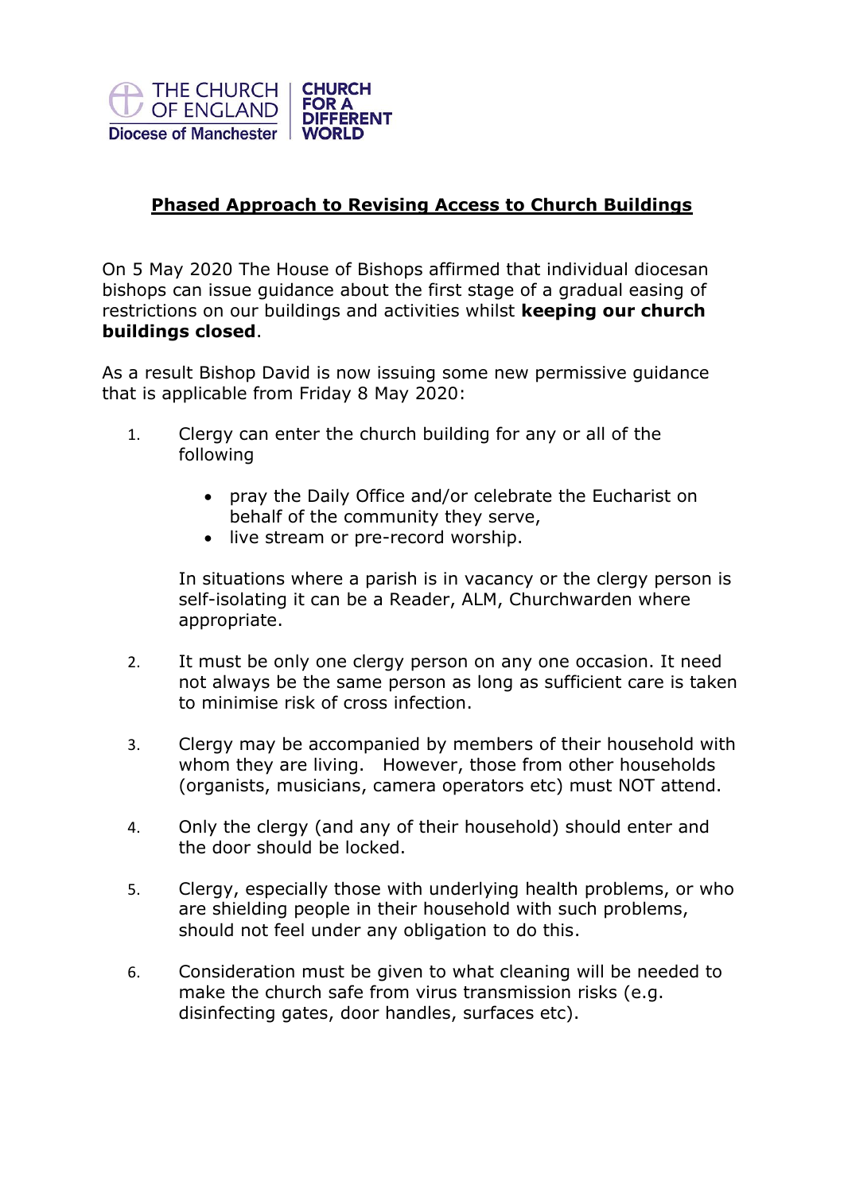THE CHURCH OF ENGLAND | CHURCH FOR A DIFFERENT WORLD
Diocese of Manchester

# Phased Approach to Revising Access to Church Buildings

On 5 May 2020 The House of Bishops affirmed that individual diocesan bishops can issue guidance about the first stage of a gradual easing of restrictions on our buildings and activities whilst **keeping our church buildings closed**.

As a result Bishop David is now issuing some new permissive guidance that is applicable from Friday 8 May 2020:

1. Clergy can enter the church building for any or all of the following

   - pray the Daily Office and/or celebrate the Eucharist on behalf of the community they serve,
   - live stream or pre-record worship.

   In situations where a parish is in vacancy or the clergy person is self-isolating it can be a Reader, ALM, Churchwarden where appropriate.

2. It must be only one clergy person on any one occasion. It need not always be the same person as long as sufficient care is taken to minimise risk of cross infection.

3. Clergy may be accompanied by members of their household with whom they are living. However, those from other households (organists, musicians, camera operators etc) must NOT attend.

4. Only the clergy (and any of their household) should enter and the door should be locked.

5. Clergy, especially those with underlying health problems, or who are shielding people in their household with such problems, should not feel under any obligation to do this.

6. Consideration must be given to what cleaning will be needed to make the church safe from virus transmission risks (e.g. disinfecting gates, door handles, surfaces etc).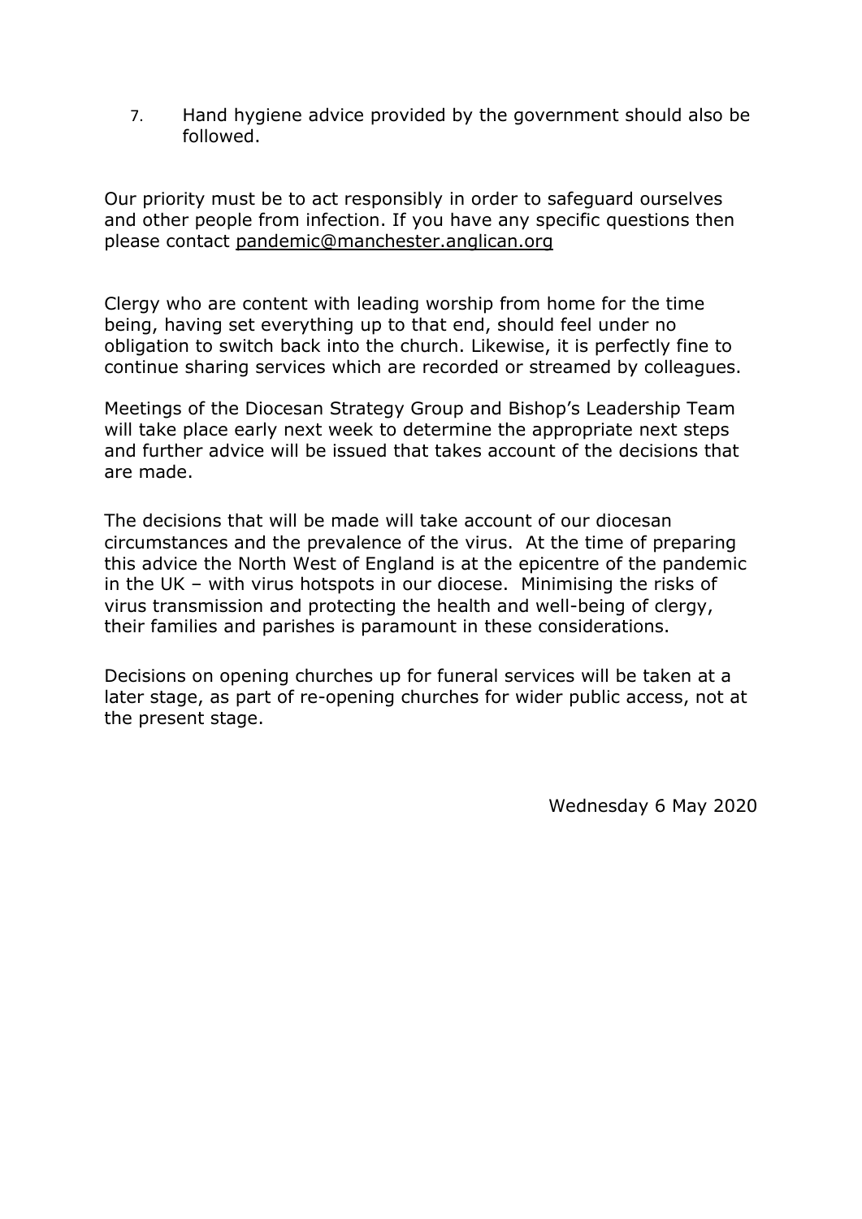7. Hand hygiene advice provided by the government should also be followed.

Our priority must be to act responsibly in order to safeguard ourselves and other people from infection. If you have any specific questions then please contact pandemic@manchester.anglican.org

Clergy who are content with leading worship from home for the time being, having set everything up to that end, should feel under no obligation to switch back into the church. Likewise, it is perfectly fine to continue sharing services which are recorded or streamed by colleagues.

Meetings of the Diocesan Strategy Group and Bishop's Leadership Team will take place early next week to determine the appropriate next steps and further advice will be issued that takes account of the decisions that are made.

The decisions that will be made will take account of our diocesan circumstances and the prevalence of the virus. At the time of preparing this advice the North West of England is at the epicentre of the pandemic in the UK – with virus hotspots in our diocese. Minimising the risks of virus transmission and protecting the health and well-being of clergy, their families and parishes is paramount in these considerations.

Decisions on opening churches up for funeral services will be taken at a later stage, as part of re-opening churches for wider public access, not at the present stage.

Wednesday 6 May 2020